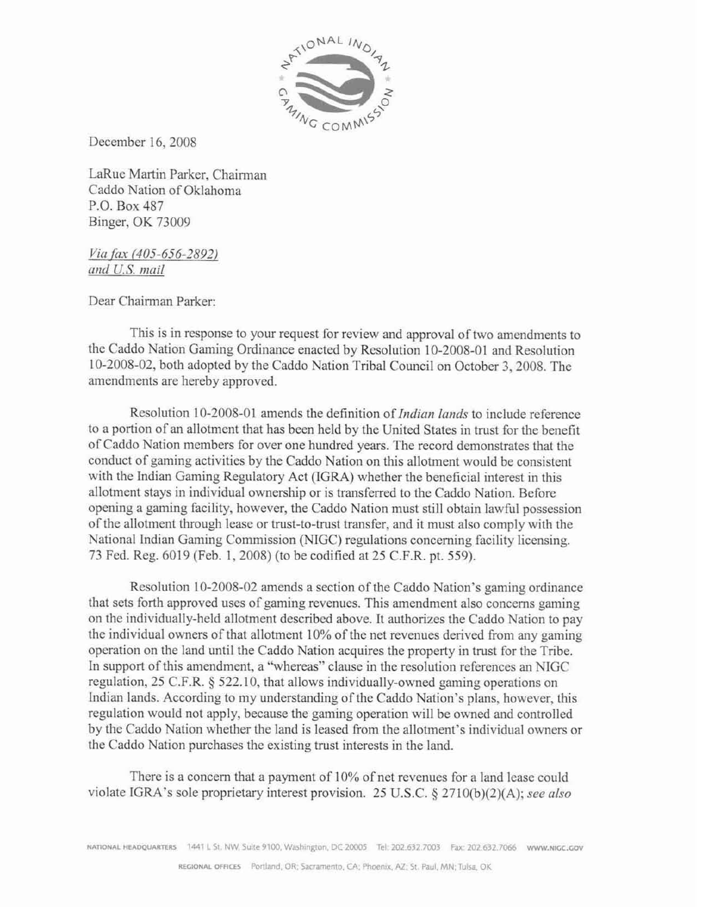December 16, 2008

LaRue Martin Parker, Chairman
Caddo Nation of Oklahoma
P.O. Box 487
Binger, OK 73009

*Via fax (405-656-2892)*
*and U.S. mail*

Dear Chairman Parker:

This is in response to your request for review and approval of two amendments to the Caddo Nation Gaming Ordinance enacted by Resolution 10-2008-01 and Resolution 10-2008-02, both adopted by the Caddo Nation Tribal Council on October 3, 2008. The amendments are hereby approved.

Resolution 10-2008-01 amends the definition of *Indian lands* to include reference to a portion of an allotment that has been held by the United States in trust for the benefit of Caddo Nation members for over one hundred years. The record demonstrates that the conduct of gaming activities by the Caddo Nation on this allotment would be consistent with the Indian Gaming Regulatory Act (IGRA) whether the beneficial interest in this allotment stays in individual ownership or is transferred to the Caddo Nation. Before opening a gaming facility, however, the Caddo Nation must still obtain lawful possession of the allotment through lease or trust-to-trust transfer, and it must also comply with the National Indian Gaming Commission (NIGC) regulations concerning facility licensing. 73 Fed. Reg. 6019 (Feb. 1, 2008) (to be codified at 25 C.F.R. pt. 559).

Resolution 10-2008-02 amends a section of the Caddo Nation's gaming ordinance that sets forth approved uses of gaming revenues. This amendment also concerns gaming on the individually-held allotment described above. It authorizes the Caddo Nation to pay the individual owners of that allotment 10% of the net revenues derived from any gaming operation on the land until the Caddo Nation acquires the property in trust for the Tribe. In support of this amendment, a "whereas" clause in the resolution references an NIGC regulation, 25 C.F.R. § 522.10, that allows individually-owned gaming operations on Indian lands. According to my understanding of the Caddo Nation's plans, however, this regulation would not apply, because the gaming operation will be owned and controlled by the Caddo Nation whether the land is leased from the allotment's individual owners or the Caddo Nation purchases the existing trust interests in the land.

There is a concern that a payment of 10% of net revenues for a land lease could violate IGRA's sole proprietary interest provision. 25 U.S.C. § 2710(b)(2)(A); *see also*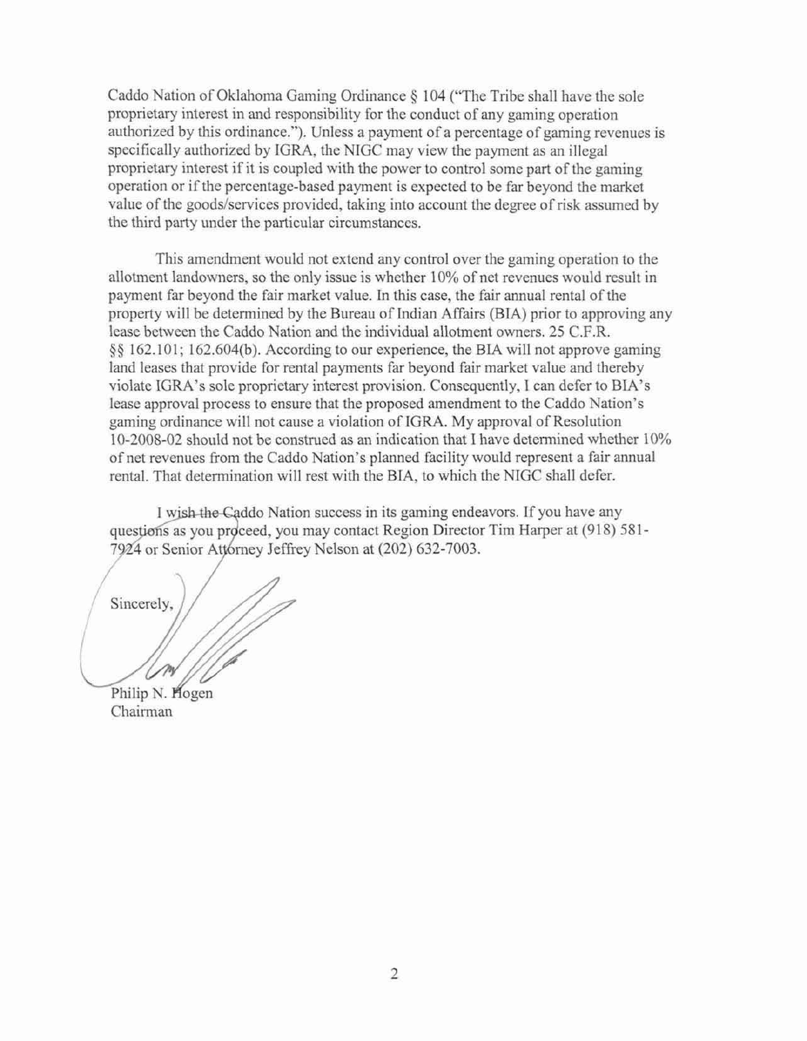Caddo Nation of Oklahoma Gaming Ordinance § 104 ("The Tribe shall have the sole proprietary interest in and responsibility for the conduct of any gaming operation authorized by this ordinance."). Unless a payment of a percentage of gaming revenues is specifically authorized by IGRA, the NIGC may view the payment as an illegal proprietary interest if it is coupled with the power to control some part of the gaming operation or if the percentage-based payment is expected to be far beyond the market value of the goods/services provided, taking into account the degree of risk assumed by the third party under the particular circumstances.

This amendment would not extend any control over the gaming operation to the allotment landowners, so the only issue is whether 10% of net revenues would result in payment far beyond the fair market value. In this case, the fair annual rental of the property will be determined by the Bureau of Indian Affairs (BIA) prior to approving any lease between the Caddo Nation and the individual allotment owners. 25 C.F.R. §§ 162.101; 162.604(b). According to our experience, the BIA will not approve gaming land leases that provide for rental payments far beyond fair market value and thereby violate IGRA's sole proprietary interest provision. Consequently, I can defer to BIA's lease approval process to ensure that the proposed amendment to the Caddo Nation's gaming ordinance will not cause a violation of IGRA. My approval of Resolution 10-2008-02 should not be construed as an indication that I have determined whether 10% of net revenues from the Caddo Nation's planned facility would represent a fair annual rental. That determination will rest with the BIA, to which the NIGC shall defer.

I wish the Caddo Nation success in its gaming endeavors. If you have any questions as you proceed, you may contact Region Director Tim Harper at (918) 581-7924 or Senior Attorney Jeffrey Nelson at (202) 632-7003.

Sincerely,

Philip N. Hogen
Chairman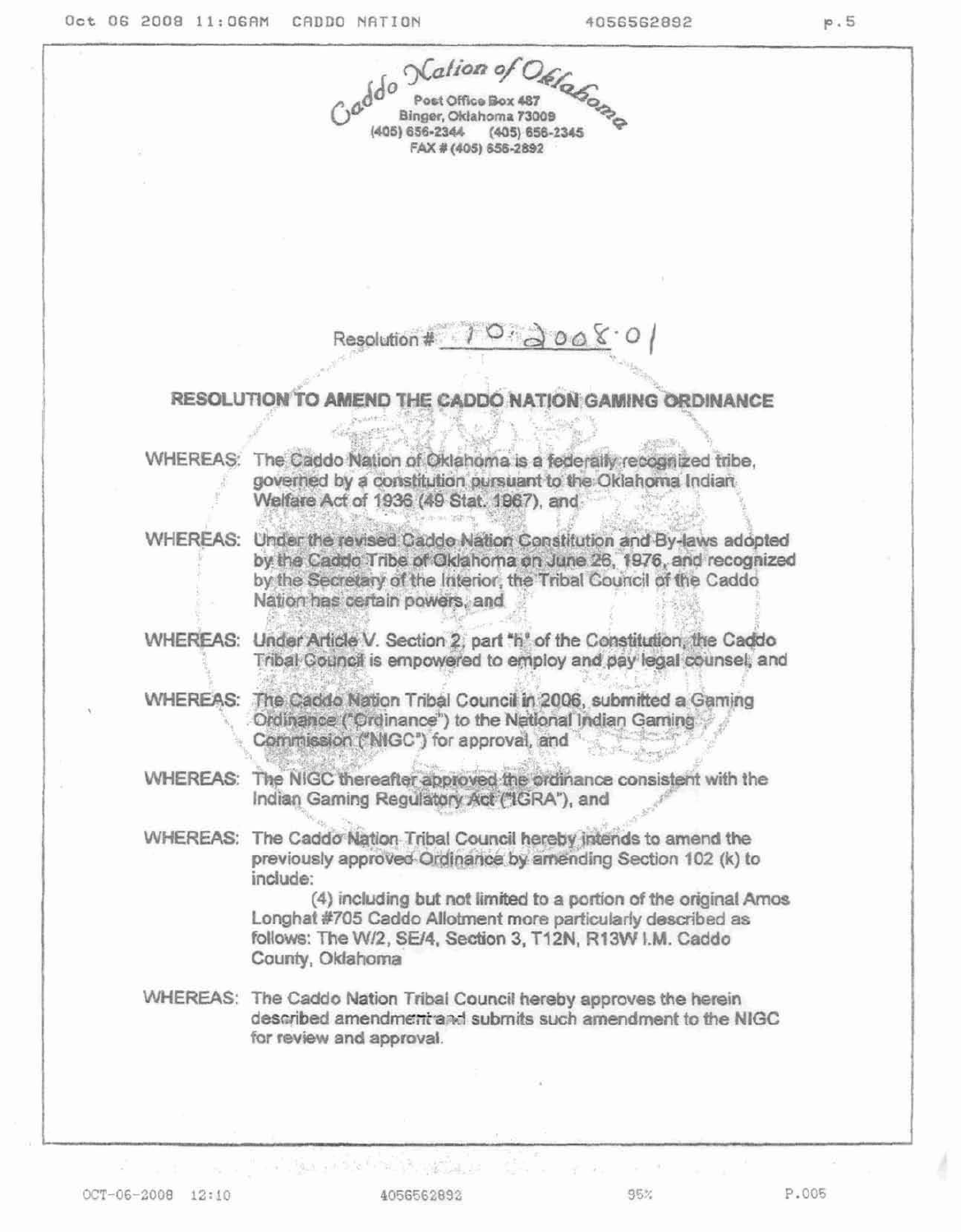Caddo Nation of Oklahoma
Post Office Box 487
Binger, Oklahoma 73009
(405) 656-2344 (405) 656-2345
FAX # (405) 656-2892

Resolution # 10-2008-01

## RESOLUTION TO AMEND THE CADDO NATION GAMING ORDINANCE

WHEREAS: The Caddo Nation of Oklahoma is a federally recognized tribe, governed by a constitution pursuant to the Oklahoma Indian Welfare Act of 1936 (49 Stat. 1967), and

WHEREAS: Under the revised Caddo Nation Constitution and By-laws adopted by the Caddo Tribe of Oklahoma on June 26, 1976, and recognized by the Secretary of the Interior, the Tribal Council of the Caddo Nation has certain powers, and

WHEREAS: Under Article V. Section 2, part "h" of the Constitution, the Caddo Tribal Council is empowered to employ and pay legal counsel, and

WHEREAS: The Caddo Nation Tribal Council in 2006, submitted a Gaming Ordinance ("Ordinance") to the National Indian Gaming Commission ("NIGC") for approval, and

WHEREAS: The NIGC thereafter approved the ordinance consistent with the Indian Gaming Regulatory Act ("IGRA"), and

WHEREAS: The Caddo Nation Tribal Council hereby intends to amend the previously approved Ordinance by amending Section 102 (k) to include:

(4) including but not limited to a portion of the original Amos Longhat #705 Caddo Allotment more particularly described as follows: The W/2, SE/4, Section 3, T12N, R13W I.M. Caddo County, Oklahoma

WHEREAS: The Caddo Nation Tribal Council hereby approves the herein described amendment and submits such amendment to the NIGC for review and approval.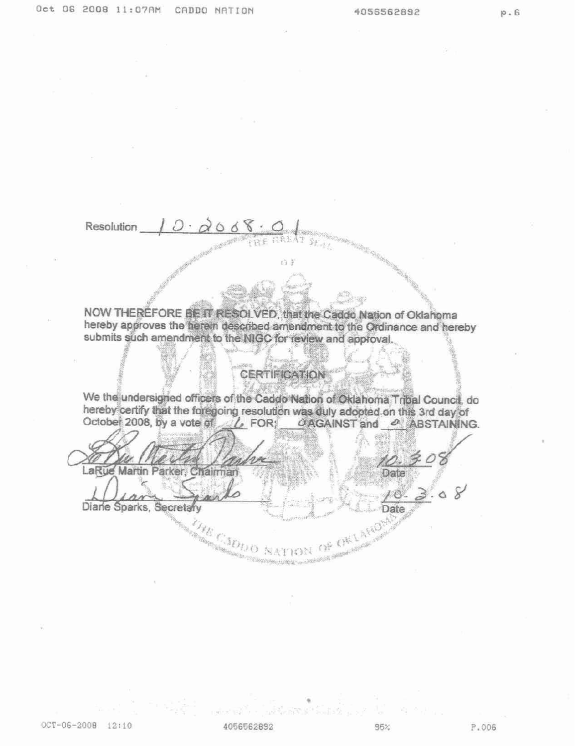Resolution 10-2008-01

NOW THEREFORE BE IT RESOLVED, that the Caddo Nation of Oklahoma hereby approves the herein described amendment to the Ordinance and hereby submits such amendment to the NIGC for review and approval.

## CERTIFICATION

We the undersigned officers of the Caddo Nation of Oklahoma Tribal Council, do hereby certify that the foregoing resolution was duly adopted on this 3rd day of October 2008, by a vote of 6 FOR; 0 AGAINST and 0 ABSTAINING.

LaRue Martin Parker, Chairman — Date: 10-3-08

Diane Sparks, Secretary — Date: 10-3-08

THE GREAT SEAL OF THE CADDO NATION OF OKLAHOMA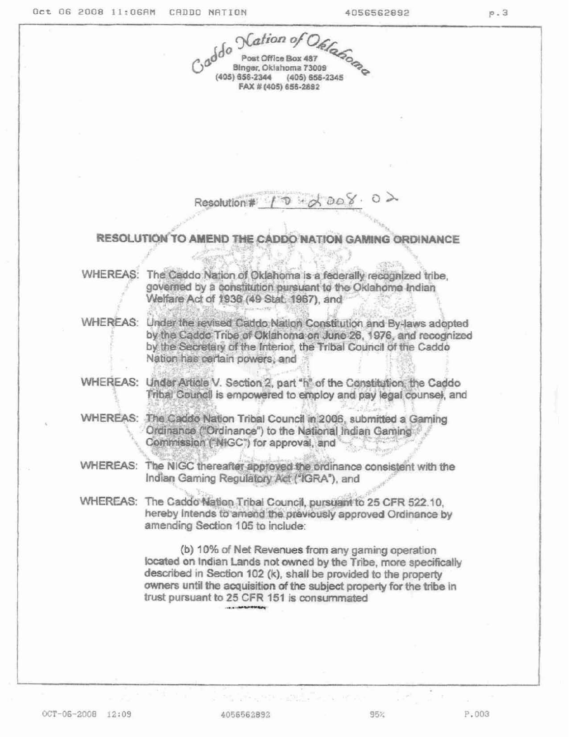Caddo Nation of Oklahoma
Post Office Box 487
Binger, Oklahoma 73009
(405) 656-2344 (405) 656-2345
FAX # (405) 656-2892

Resolution # 10-2008.02

## RESOLUTION TO AMEND THE CADDO NATION GAMING ORDINANCE

WHEREAS: The Caddo Nation of Oklahoma is a federally recognized tribe, governed by a constitution pursuant to the Oklahoma Indian Welfare Act of 1936 (49 Stat. 1967), and

WHEREAS: Under the revised Caddo Nation Constitution and By-laws adopted by the Caddo Tribe of Oklahoma on June 26, 1976, and recognized by the Secretary of the Interior, the Tribal Council of the Caddo Nation has certain powers, and

WHEREAS: Under Article V. Section 2, part "h" of the Constitution, the Caddo Tribal Council is empowered to employ and pay legal counsel, and

WHEREAS: The Caddo Nation Tribal Council in 2006, submitted a Gaming Ordinance ("Ordinance") to the National Indian Gaming Commission ("NIGC") for approval, and

WHEREAS: The NIGC thereafter approved the ordinance consistent with the Indian Gaming Regulatory Act ("IGRA"), and

WHEREAS: The Caddo Nation Tribal Council, pursuant to 25 CFR 522.10, hereby intends to amend the previously approved Ordinance by amending Section 105 to include:

> (b) 10% of Net Revenues from any gaming operation located on Indian Lands not owned by the Tribe, more specifically described in Section 102 (k), shall be provided to the property owners until the acquisition of the subject property for the tribe in trust pursuant to 25 CFR 151 is consummated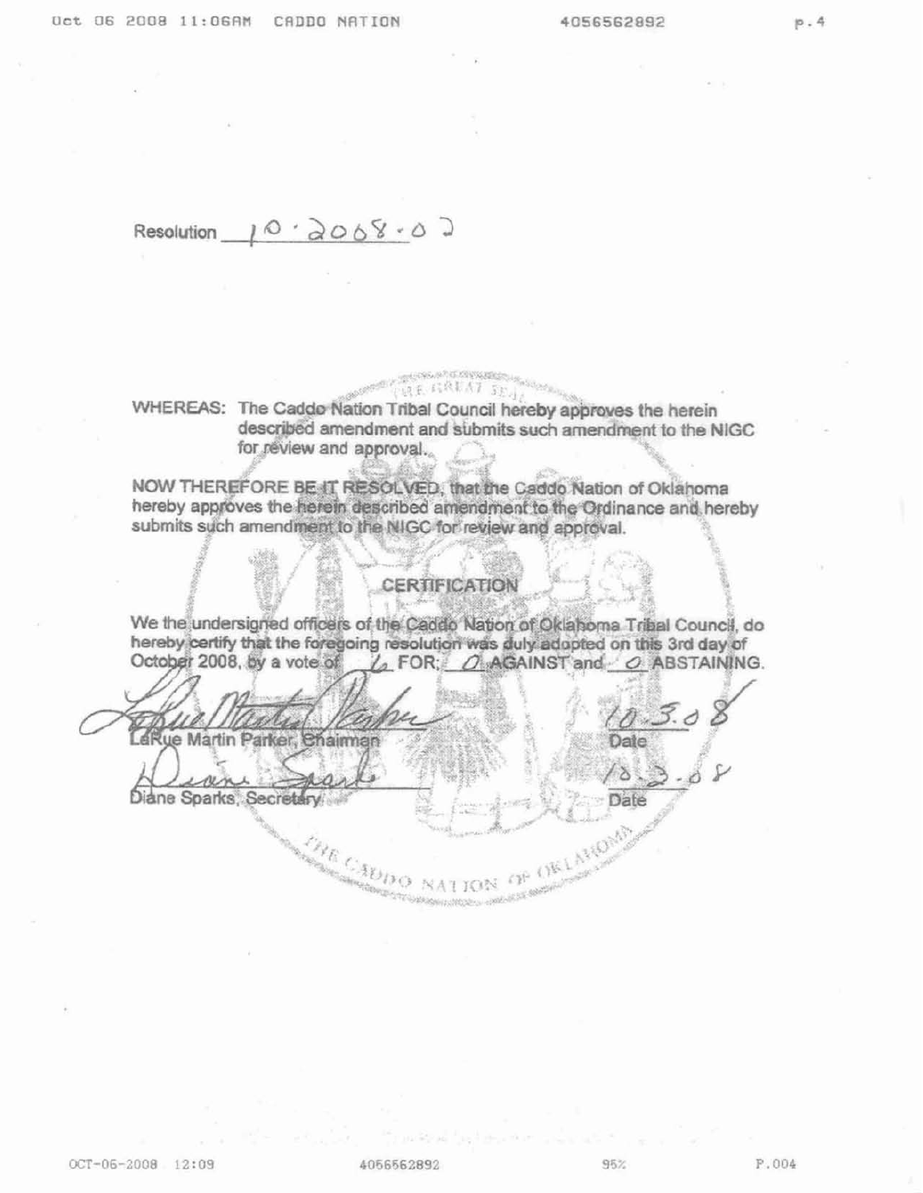Resolution 10-2008-02

WHEREAS: The Caddo Nation Tribal Council hereby approves the herein described amendment and submits such amendment to the NIGC for review and approval.

NOW THEREFORE BE IT RESOLVED, that the Caddo Nation of Oklahoma hereby approves the herein described amendment to the Ordinance and hereby submits such amendment to the NIGC for review and approval.

## CERTIFICATION

We the undersigned officers of the Caddo Nation of Oklahoma Tribal Council, do hereby certify that the foregoing resolution was duly adopted on this 3rd day of October 2008, by a vote of 6 FOR; 0 AGAINST and 0 ABSTAINING.

LaRue Martin Parker, Chairman — Date: 10-3-08

Diane Sparks, Secretary — Date: 10-3-08